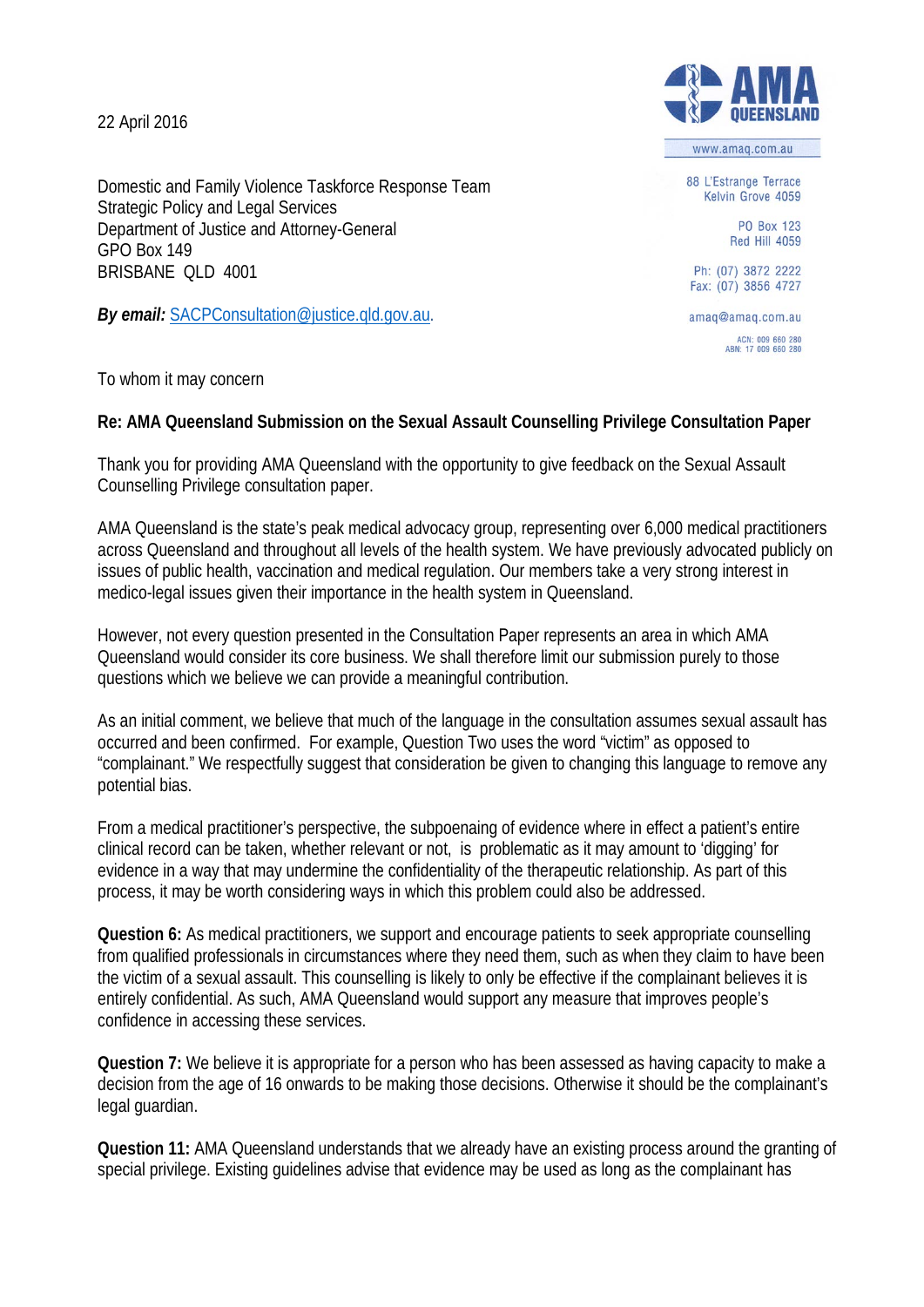22 April 2016

www.amaq.com.au

88 L'Estrange Terrace
Kelvin Grove 4059

PO Box 123
Red Hill 4059

Ph: (07) 3872 2222
Fax: (07) 3856 4727

amaq@amaq.com.au

ACN: 009 660 280
ABN: 17 009 660 280

Domestic and Family Violence Taskforce Response Team
Strategic Policy and Legal Services
Department of Justice and Attorney-General
GPO Box 149
BRISBANE QLD 4001

***By email:*** SACPConsultation@justice.qld.gov.au.

To whom it may concern

**Re: AMA Queensland Submission on the Sexual Assault Counselling Privilege Consultation Paper**

Thank you for providing AMA Queensland with the opportunity to give feedback on the Sexual Assault Counselling Privilege consultation paper.

AMA Queensland is the state's peak medical advocacy group, representing over 6,000 medical practitioners across Queensland and throughout all levels of the health system. We have previously advocated publicly on issues of public health, vaccination and medical regulation. Our members take a very strong interest in medico-legal issues given their importance in the health system in Queensland.

However, not every question presented in the Consultation Paper represents an area in which AMA Queensland would consider its core business. We shall therefore limit our submission purely to those questions which we believe we can provide a meaningful contribution.

As an initial comment, we believe that much of the language in the consultation assumes sexual assault has occurred and been confirmed. For example, Question Two uses the word "victim" as opposed to "complainant." We respectfully suggest that consideration be given to changing this language to remove any potential bias.

From a medical practitioner's perspective, the subpoenaing of evidence where in effect a patient's entire clinical record can be taken, whether relevant or not, is problematic as it may amount to 'digging' for evidence in a way that may undermine the confidentiality of the therapeutic relationship. As part of this process, it may be worth considering ways in which this problem could also be addressed.

**Question 6:** As medical practitioners, we support and encourage patients to seek appropriate counselling from qualified professionals in circumstances where they need them, such as when they claim to have been the victim of a sexual assault. This counselling is likely to only be effective if the complainant believes it is entirely confidential. As such, AMA Queensland would support any measure that improves people's confidence in accessing these services.

**Question 7:** We believe it is appropriate for a person who has been assessed as having capacity to make a decision from the age of 16 onwards to be making those decisions. Otherwise it should be the complainant's legal guardian.

**Question 11:** AMA Queensland understands that we already have an existing process around the granting of special privilege. Existing guidelines advise that evidence may be used as long as the complainant has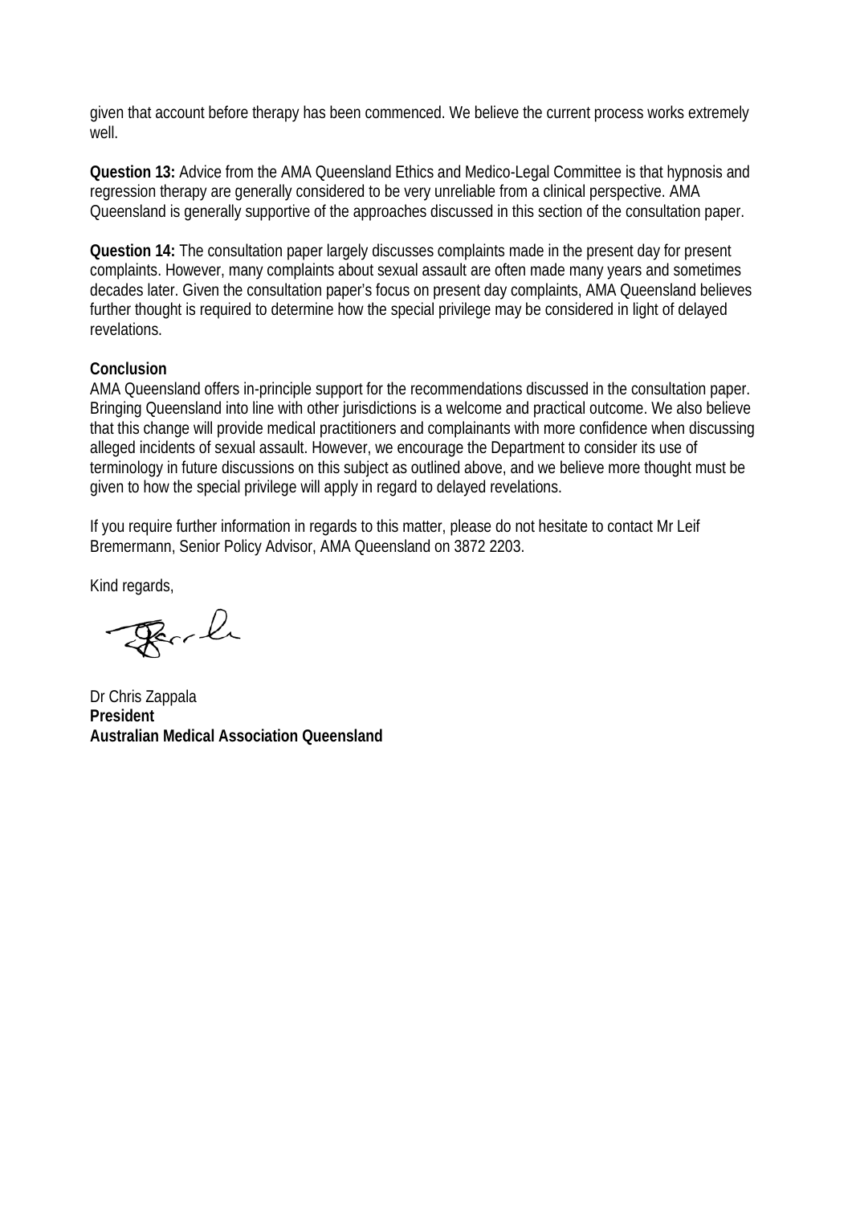given that account before therapy has been commenced. We believe the current process works extremely well.

**Question 13:** Advice from the AMA Queensland Ethics and Medico-Legal Committee is that hypnosis and regression therapy are generally considered to be very unreliable from a clinical perspective. AMA Queensland is generally supportive of the approaches discussed in this section of the consultation paper.

**Question 14:** The consultation paper largely discusses complaints made in the present day for present complaints. However, many complaints about sexual assault are often made many years and sometimes decades later. Given the consultation paper's focus on present day complaints, AMA Queensland believes further thought is required to determine how the special privilege may be considered in light of delayed revelations.

**Conclusion**

AMA Queensland offers in-principle support for the recommendations discussed in the consultation paper. Bringing Queensland into line with other jurisdictions is a welcome and practical outcome. We also believe that this change will provide medical practitioners and complainants with more confidence when discussing alleged incidents of sexual assault. However, we encourage the Department to consider its use of terminology in future discussions on this subject as outlined above, and we believe more thought must be given to how the special privilege will apply in regard to delayed revelations.

If you require further information in regards to this matter, please do not hesitate to contact Mr Leif Bremermann, Senior Policy Advisor, AMA Queensland on 3872 2203.

Kind regards,

Dr Chris Zappala
**President**
**Australian Medical Association Queensland**